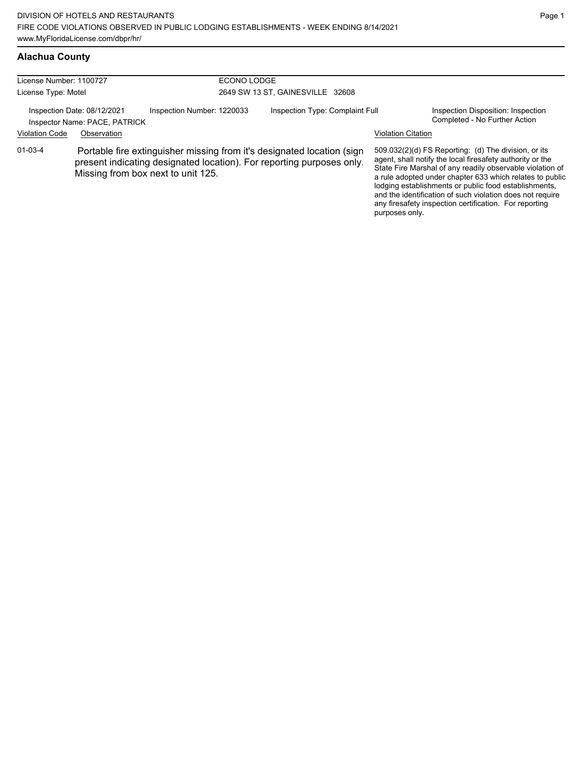DIVISION OF HOTELS AND RESTAURANTS
FIRE CODE VIOLATIONS OBSERVED IN PUBLIC LODGING ESTABLISHMENTS - WEEK ENDING 8/14/2021
www.MyFloridaLicense.com/dbpr/hr/

## Alachua County

License Number: 1100727
License Type: Motel

ECONO LODGE
2649 SW 13 ST, GAINESVILLE 32608

Inspection Date: 08/12/2021
Inspector Name: PACE, PATRICK
Inspection Number: 1220033
Inspection Type: Complaint Full
Inspection Disposition: Inspection Completed - No Further Action

| Violation Code | Observation | Violation Citation |
|---|---|---|
| 01-03-4 | Portable fire extinguisher missing from it's designated location (sign present indicating designated location). For reporting purposes only. Missing from box next to unit 125. | 509.032(2)(d) FS Reporting: (d) The division, or its agent, shall notify the local firesafety authority or the State Fire Marshal of any readily observable violation of a rule adopted under chapter 633 which relates to public lodging establishments or public food establishments, and the identification of such violation does not require any firesafety inspection certification. For reporting purposes only. |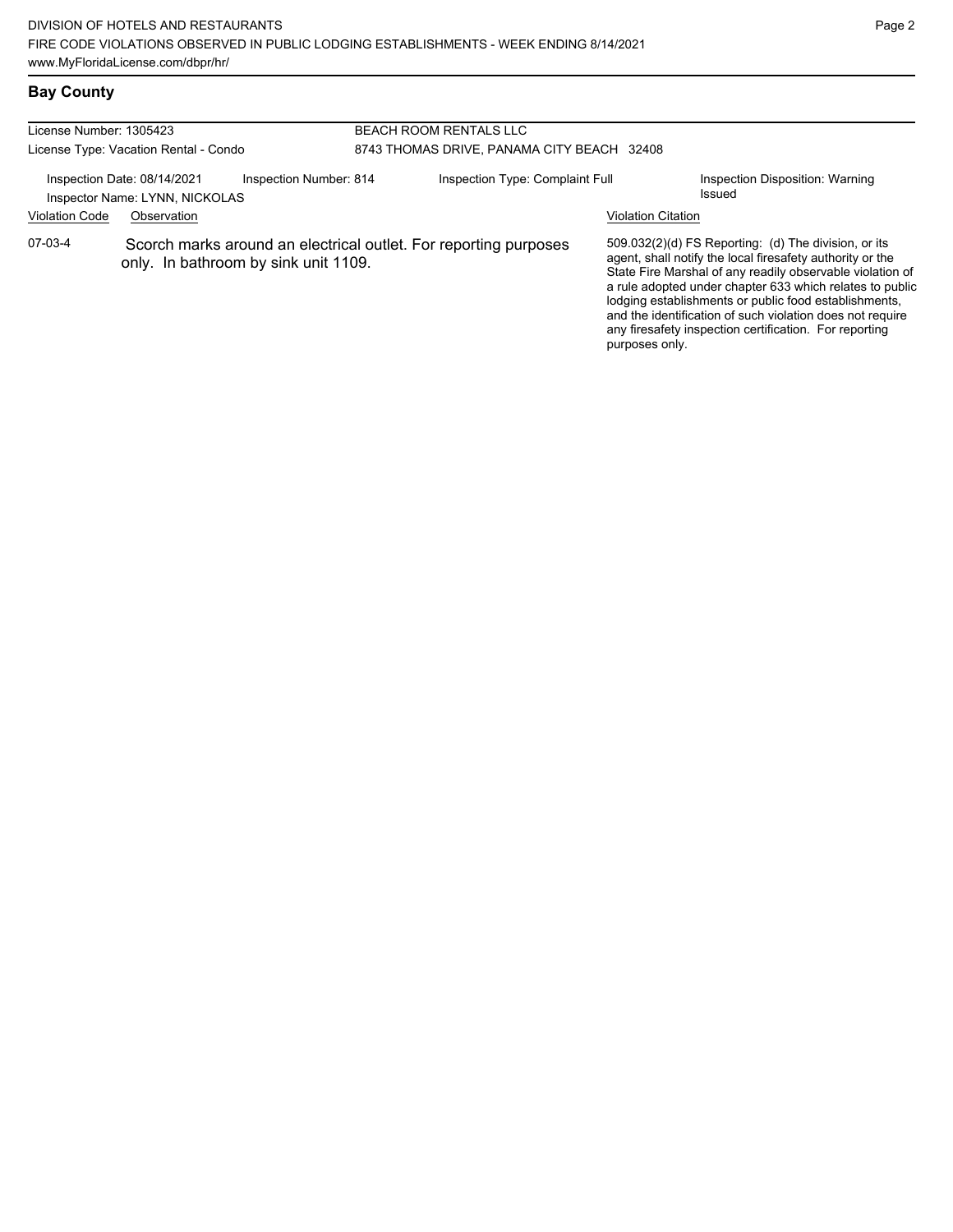## Bay County

| License Number: 1305423 | BEACH ROOM RENTALS LLC |
| --- | --- |
| License Type: Vacation Rental - Condo | 8743 THOMAS DRIVE, PANAMA CITY BEACH 32408 |

Inspection Date: 08/14/2021 | Inspection Number: 814 | Inspection Type: Complaint Full | Inspection Disposition: Warning Issued

Inspector Name: LYNN, NICKOLAS

| Violation Code | Observation | Violation Citation |
| --- | --- | --- |
| 07-03-4 | Scorch marks around an electrical outlet. For reporting purposes only. In bathroom by sink unit 1109. | 509.032(2)(d) FS Reporting: (d) The division, or its agent, shall notify the local firesafety authority or the State Fire Marshal of any readily observable violation of a rule adopted under chapter 633 which relates to public lodging establishments or public food establishments, and the identification of such violation does not require any firesafety inspection certification. For reporting purposes only. |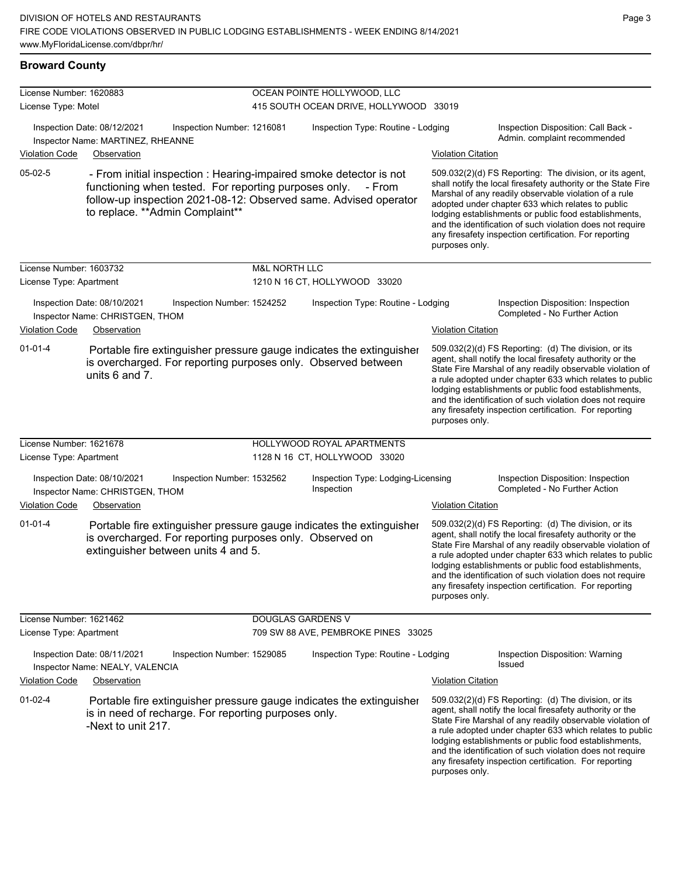## Broward County

**License Number:** 1620883 — OCEAN POINTE HOLLYWOOD, LLC
**License Type:** Motel — 415 SOUTH OCEAN DRIVE, HOLLYWOOD 33019

Inspection Date: 08/12/2021 | Inspection Number: 1216081 | Inspection Type: Routine - Lodging | Inspection Disposition: Call Back - Admin. complaint recommended
Inspector Name: MARTINEZ, RHEANNE

| Violation Code | Observation | Violation Citation |
|---|---|---|
| 05-02-5 | - From initial inspection : Hearing-impaired smoke detector is not functioning when tested. For reporting purposes only. - From follow-up inspection 2021-08-12: Observed same. Advised operator to replace. **Admin Complaint** | 509.032(2)(d) FS Reporting: The division, or its agent, shall notify the local firesafety authority or the State Fire Marshal of any readily observable violation of a rule adopted under chapter 633 which relates to public lodging establishments or public food establishments, and the identification of such violation does not require any firesafety inspection certification. For reporting purposes only. |

**License Number:** 1603732 — M&L NORTH LLC
**License Type:** Apartment — 1210 N 16 CT, HOLLYWOOD 33020

Inspection Date: 08/10/2021 | Inspection Number: 1524252 | Inspection Type: Routine - Lodging | Inspection Disposition: Inspection Completed - No Further Action
Inspector Name: CHRISTGEN, THOM

| Violation Code | Observation | Violation Citation |
|---|---|---|
| 01-01-4 | Portable fire extinguisher pressure gauge indicates the extinguisher is overcharged. For reporting purposes only. Observed between units 6 and 7. | 509.032(2)(d) FS Reporting: (d) The division, or its agent, shall notify the local firesafety authority or the State Fire Marshal of any readily observable violation of a rule adopted under chapter 633 which relates to public lodging establishments or public food establishments, and the identification of such violation does not require any firesafety inspection certification. For reporting purposes only. |

**License Number:** 1621678 — HOLLYWOOD ROYAL APARTMENTS
**License Type:** Apartment — 1128 N 16 CT, HOLLYWOOD 33020

Inspection Date: 08/10/2021 | Inspection Number: 1532562 | Inspection Type: Lodging-Licensing Inspection | Inspection Disposition: Inspection Completed - No Further Action
Inspector Name: CHRISTGEN, THOM

| Violation Code | Observation | Violation Citation |
|---|---|---|
| 01-01-4 | Portable fire extinguisher pressure gauge indicates the extinguisher is overcharged. For reporting purposes only. Observed on extinguisher between units 4 and 5. | 509.032(2)(d) FS Reporting: (d) The division, or its agent, shall notify the local firesafety authority or the State Fire Marshal of any readily observable violation of a rule adopted under chapter 633 which relates to public lodging establishments or public food establishments, and the identification of such violation does not require any firesafety inspection certification. For reporting purposes only. |

**License Number:** 1621462 — DOUGLAS GARDENS V
**License Type:** Apartment — 709 SW 88 AVE, PEMBROKE PINES 33025

Inspection Date: 08/11/2021 | Inspection Number: 1529085 | Inspection Type: Routine - Lodging | Inspection Disposition: Warning Issued
Inspector Name: NEALY, VALENCIA

| Violation Code | Observation | Violation Citation |
|---|---|---|
| 01-02-4 | Portable fire extinguisher pressure gauge indicates the extinguisher is in need of recharge. For reporting purposes only. -Next to unit 217. | 509.032(2)(d) FS Reporting: (d) The division, or its agent, shall notify the local firesafety authority or the State Fire Marshal of any readily observable violation of a rule adopted under chapter 633 which relates to public lodging establishments or public food establishments, and the identification of such violation does not require any firesafety inspection certification. For reporting purposes only. |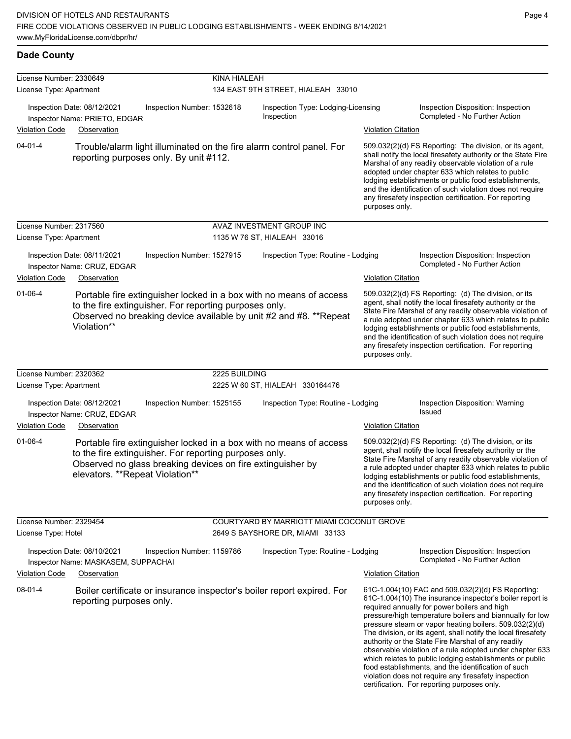## Dade County

**License Number:** 2330649 — **KINA HIALEAH**
**License Type:** Apartment — 134 EAST 9TH STREET, HIALEAH 33010

| Inspection Date: 08/12/2021 | Inspection Number: 1532618 | Inspection Type: Lodging-Licensing Inspection | Inspection Disposition: Inspection Completed - No Further Action |
|---|---|---|---|

Inspector Name: PRIETO, EDGAR

| Violation Code | Observation | Violation Citation |
|---|---|---|
| 04-01-4 | Trouble/alarm light illuminated on the fire alarm control panel. For reporting purposes only. By unit #112. | 509.032(2)(d) FS Reporting: The division, or its agent, shall notify the local firesafety authority or the State Fire Marshal of any readily observable violation of a rule adopted under chapter 633 which relates to public lodging establishments or public food establishments, and the identification of such violation does not require any firesafety inspection certification. For reporting purposes only. |

---

**License Number:** 2317560 — **AVAZ INVESTMENT GROUP INC**
**License Type:** Apartment — 1135 W 76 ST, HIALEAH 33016

| Inspection Date: 08/11/2021 | Inspection Number: 1527915 | Inspection Type: Routine - Lodging | Inspection Disposition: Inspection Completed - No Further Action |
|---|---|---|---|

Inspector Name: CRUZ, EDGAR

| Violation Code | Observation | Violation Citation |
|---|---|---|
| 01-06-4 | Portable fire extinguisher locked in a box with no means of access to the fire extinguisher. For reporting purposes only. Observed no breaking device available by unit #2 and #8. **Repeat Violation** | 509.032(2)(d) FS Reporting: (d) The division, or its agent, shall notify the local firesafety authority or the State Fire Marshal of any readily observable violation of a rule adopted under chapter 633 which relates to public lodging establishments or public food establishments, and the identification of such violation does not require any firesafety inspection certification. For reporting purposes only. |

---

**License Number:** 2320362 — **2225 BUILDING**
**License Type:** Apartment — 2225 W 60 ST, HIALEAH 330164476

| Inspection Date: 08/12/2021 | Inspection Number: 1525155 | Inspection Type: Routine - Lodging | Inspection Disposition: Warning Issued |
|---|---|---|---|

Inspector Name: CRUZ, EDGAR

| Violation Code | Observation | Violation Citation |
|---|---|---|
| 01-06-4 | Portable fire extinguisher locked in a box with no means of access to the fire extinguisher. For reporting purposes only. Observed no glass breaking devices on fire extinguisher by elevators. **Repeat Violation** | 509.032(2)(d) FS Reporting: (d) The division, or its agent, shall notify the local firesafety authority or the State Fire Marshal of any readily observable violation of a rule adopted under chapter 633 which relates to public lodging establishments or public food establishments, and the identification of such violation does not require any firesafety inspection certification. For reporting purposes only. |

---

**License Number:** 2329454 — **COURTYARD BY MARRIOTT MIAMI COCONUT GROVE**
**License Type:** Hotel — 2649 S BAYSHORE DR, MIAMI 33133

| Inspection Date: 08/10/2021 | Inspection Number: 1159786 | Inspection Type: Routine - Lodging | Inspection Disposition: Inspection Completed - No Further Action |
|---|---|---|---|

Inspector Name: MASKASEM, SUPPACHAI

| Violation Code | Observation | Violation Citation |
|---|---|---|
| 08-01-4 | Boiler certificate or insurance inspector's boiler report expired. For reporting purposes only. | 61C-1.004(10) FAC and 509.032(2)(d) FS Reporting: 61C-1.004(10) The insurance inspector's boiler report is required annually for power boilers and high pressure/high temperature boilers and biannually for low pressure steam or vapor heating boilers. 509.032(2)(d) The division, or its agent, shall notify the local firesafety authority or the State Fire Marshal of any readily observable violation of a rule adopted under chapter 633 which relates to public lodging establishments or public food establishments, and the identification of such violation does not require any firesafety inspection certification. For reporting purposes only. |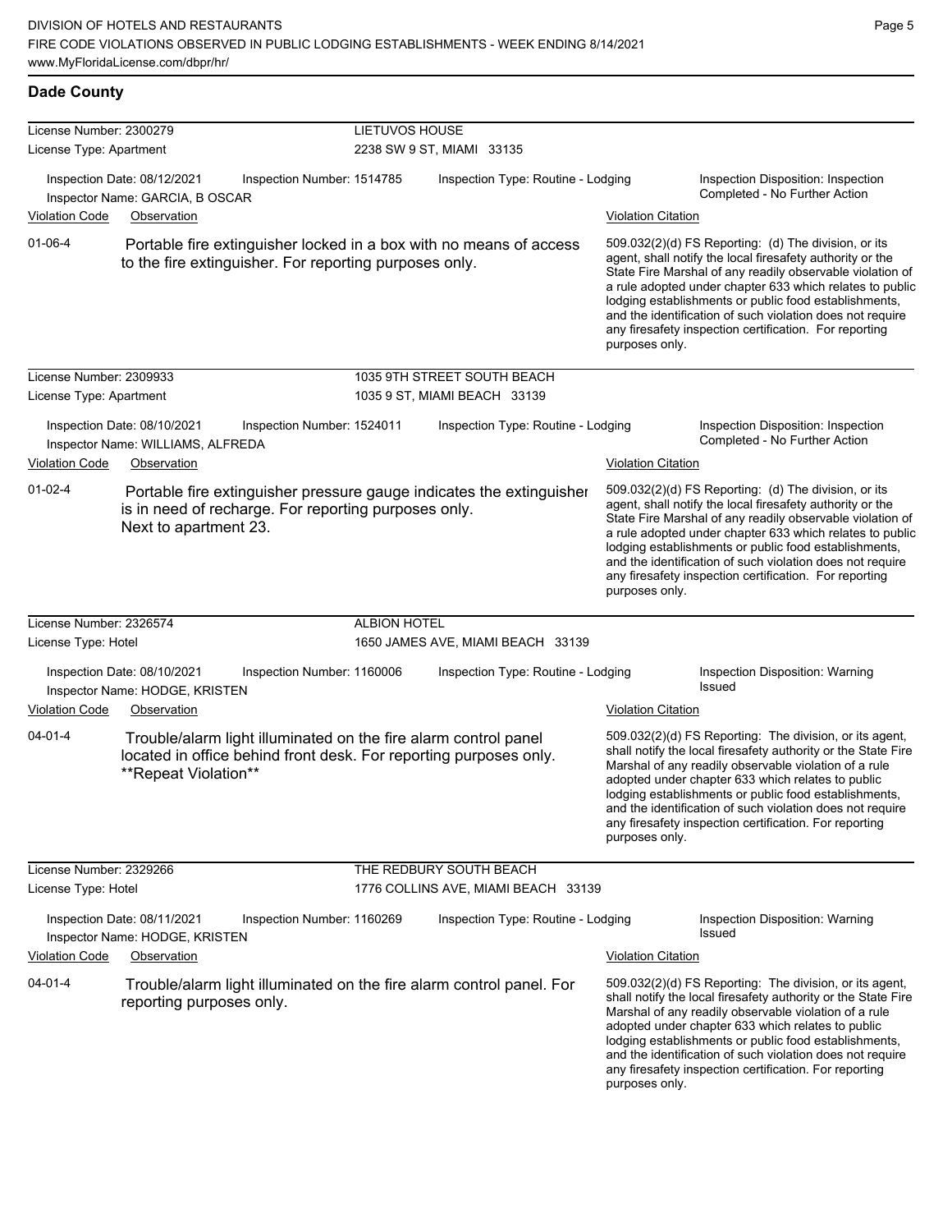## Dade County

**License Number:** 2300279 — **LIETUVOS HOUSE**
**License Type:** Apartment — 2238 SW 9 ST, MIAMI 33135

Inspection Date: 08/12/2021 | Inspection Number: 1514785 | Inspection Type: Routine - Lodging | Inspection Disposition: Inspection Completed - No Further Action
Inspector Name: GARCIA, B OSCAR

| Violation Code | Observation | Violation Citation |
|---|---|---|
| 01-06-4 | Portable fire extinguisher locked in a box with no means of access to the fire extinguisher. For reporting purposes only. | 509.032(2)(d) FS Reporting: (d) The division, or its agent, shall notify the local firesafety authority or the State Fire Marshal of any readily observable violation of a rule adopted under chapter 633 which relates to public lodging establishments or public food establishments, and the identification of such violation does not require any firesafety inspection certification. For reporting purposes only. |

**License Number:** 2309933 — **1035 9TH STREET SOUTH BEACH**
**License Type:** Apartment — 1035 9 ST, MIAMI BEACH 33139

Inspection Date: 08/10/2021 | Inspection Number: 1524011 | Inspection Type: Routine - Lodging | Inspection Disposition: Inspection Completed - No Further Action
Inspector Name: WILLIAMS, ALFREDA

| Violation Code | Observation | Violation Citation |
|---|---|---|
| 01-02-4 | Portable fire extinguisher pressure gauge indicates the extinguisher is in need of recharge. For reporting purposes only. Next to apartment 23. | 509.032(2)(d) FS Reporting: (d) The division, or its agent, shall notify the local firesafety authority or the State Fire Marshal of any readily observable violation of a rule adopted under chapter 633 which relates to public lodging establishments or public food establishments, and the identification of such violation does not require any firesafety inspection certification. For reporting purposes only. |

**License Number:** 2326574 — **ALBION HOTEL**
**License Type:** Hotel — 1650 JAMES AVE, MIAMI BEACH 33139

Inspection Date: 08/10/2021 | Inspection Number: 1160006 | Inspection Type: Routine - Lodging | Inspection Disposition: Warning Issued
Inspector Name: HODGE, KRISTEN

| Violation Code | Observation | Violation Citation |
|---|---|---|
| 04-01-4 | Trouble/alarm light illuminated on the fire alarm control panel located in office behind front desk. For reporting purposes only. **Repeat Violation** | 509.032(2)(d) FS Reporting: The division, or its agent, shall notify the local firesafety authority or the State Fire Marshal of any readily observable violation of a rule adopted under chapter 633 which relates to public lodging establishments or public food establishments, and the identification of such violation does not require any firesafety inspection certification. For reporting purposes only. |

**License Number:** 2329266 — **THE REDBURY SOUTH BEACH**
**License Type:** Hotel — 1776 COLLINS AVE, MIAMI BEACH 33139

Inspection Date: 08/11/2021 | Inspection Number: 1160269 | Inspection Type: Routine - Lodging | Inspection Disposition: Warning Issued
Inspector Name: HODGE, KRISTEN

| Violation Code | Observation | Violation Citation |
|---|---|---|
| 04-01-4 | Trouble/alarm light illuminated on the fire alarm control panel. For reporting purposes only. | 509.032(2)(d) FS Reporting: The division, or its agent, shall notify the local firesafety authority or the State Fire Marshal of any readily observable violation of a rule adopted under chapter 633 which relates to public lodging establishments or public food establishments, and the identification of such violation does not require any firesafety inspection certification. For reporting purposes only. |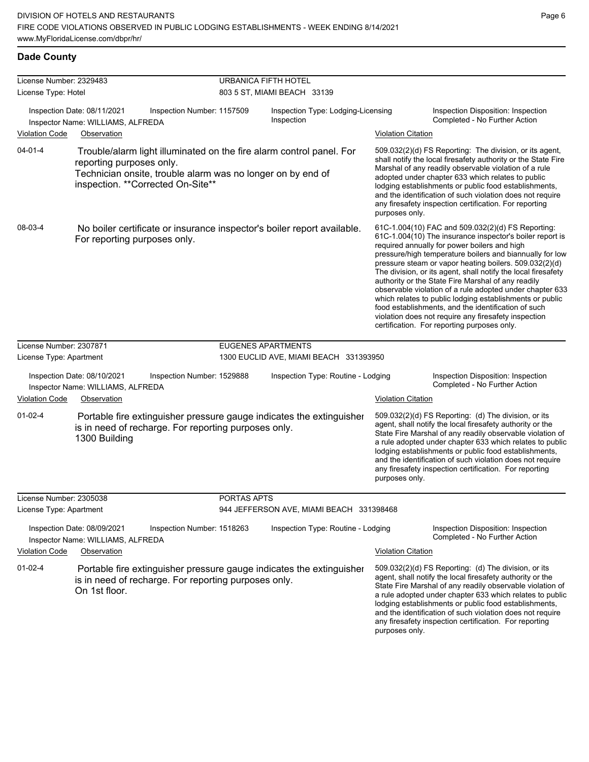## Dade County

**License Number:** 2329483 — **URBANICA FIFTH HOTEL**
**License Type:** Hotel — 803 5 ST, MIAMI BEACH 33139

Inspection Date: 08/11/2021 | Inspection Number: 1157509 | Inspection Type: Lodging-Licensing Inspection | Inspection Disposition: Inspection Completed - No Further Action
Inspector Name: WILLIAMS, ALFREDA

| Violation Code | Observation | Violation Citation |
| --- | --- | --- |
| 04-01-4 | Trouble/alarm light illuminated on the fire alarm control panel. For reporting purposes only. Technician onsite, trouble alarm was no longer on by end of inspection. **Corrected On-Site** | 509.032(2)(d) FS Reporting: The division, or its agent, shall notify the local firesafety authority or the State Fire Marshal of any readily observable violation of a rule adopted under chapter 633 which relates to public lodging establishments or public food establishments, and the identification of such violation does not require any firesafety inspection certification. For reporting purposes only. |
| 08-03-4 | No boiler certificate or insurance inspector's boiler report available. For reporting purposes only. | 61C-1.004(10) FAC and 509.032(2)(d) FS Reporting: 61C-1.004(10) The insurance inspector's boiler report is required annually for power boilers and high pressure/high temperature boilers and biannually for low pressure steam or vapor heating boilers. 509.032(2)(d) The division, or its agent, shall notify the local firesafety authority or the State Fire Marshal of any readily observable violation of a rule adopted under chapter 633 which relates to public lodging establishments or public food establishments, and the identification of such violation does not require any firesafety inspection certification. For reporting purposes only. |

**License Number:** 2307871 — **EUGENES APARTMENTS**
**License Type:** Apartment — 1300 EUCLID AVE, MIAMI BEACH 331393950

Inspection Date: 08/10/2021 | Inspection Number: 1529888 | Inspection Type: Routine - Lodging | Inspection Disposition: Inspection Completed - No Further Action
Inspector Name: WILLIAMS, ALFREDA

| Violation Code | Observation | Violation Citation |
| --- | --- | --- |
| 01-02-4 | Portable fire extinguisher pressure gauge indicates the extinguisher is in need of recharge. For reporting purposes only. 1300 Building | 509.032(2)(d) FS Reporting: (d) The division, or its agent, shall notify the local firesafety authority or the State Fire Marshal of any readily observable violation of a rule adopted under chapter 633 which relates to public lodging establishments or public food establishments, and the identification of such violation does not require any firesafety inspection certification. For reporting purposes only. |

**License Number:** 2305038 — **PORTAS APTS**
**License Type:** Apartment — 944 JEFFERSON AVE, MIAMI BEACH 331398468

Inspection Date: 08/09/2021 | Inspection Number: 1518263 | Inspection Type: Routine - Lodging | Inspection Disposition: Inspection Completed - No Further Action
Inspector Name: WILLIAMS, ALFREDA

| Violation Code | Observation | Violation Citation |
| --- | --- | --- |
| 01-02-4 | Portable fire extinguisher pressure gauge indicates the extinguisher is in need of recharge. For reporting purposes only. On 1st floor. | 509.032(2)(d) FS Reporting: (d) The division, or its agent, shall notify the local firesafety authority or the State Fire Marshal of any readily observable violation of a rule adopted under chapter 633 which relates to public lodging establishments or public food establishments, and the identification of such violation does not require any firesafety inspection certification. For reporting purposes only. |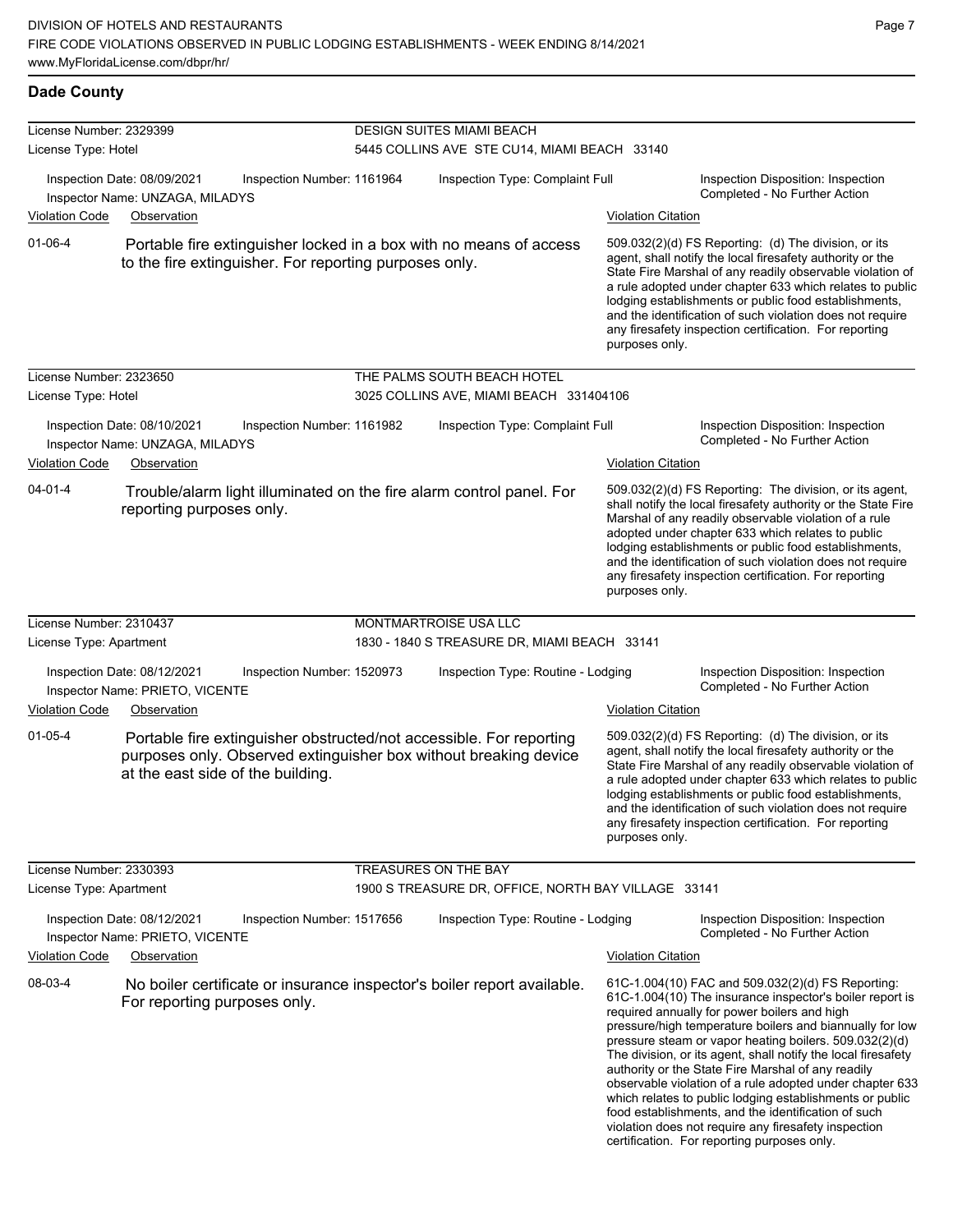## Dade County

**License Number:** 2329399 — **DESIGN SUITES MIAMI BEACH**
**License Type:** Hotel — 5445 COLLINS AVE STE CU14, MIAMI BEACH 33140

Inspection Date: 08/09/2021 | Inspection Number: 1161964 | Inspection Type: Complaint Full | Inspection Disposition: Inspection Completed - No Further Action
Inspector Name: UNZAGA, MILADYS

| Violation Code | Observation | Violation Citation |
|---|---|---|
| 01-06-4 | Portable fire extinguisher locked in a box with no means of access to the fire extinguisher. For reporting purposes only. | 509.032(2)(d) FS Reporting: (d) The division, or its agent, shall notify the local firesafety authority or the State Fire Marshal of any readily observable violation of a rule adopted under chapter 633 which relates to public lodging establishments or public food establishments, and the identification of such violation does not require any firesafety inspection certification. For reporting purposes only. |

**License Number:** 2323650 — **THE PALMS SOUTH BEACH HOTEL**
**License Type:** Hotel — 3025 COLLINS AVE, MIAMI BEACH 331404106

Inspection Date: 08/10/2021 | Inspection Number: 1161982 | Inspection Type: Complaint Full | Inspection Disposition: Inspection Completed - No Further Action
Inspector Name: UNZAGA, MILADYS

| Violation Code | Observation | Violation Citation |
|---|---|---|
| 04-01-4 | Trouble/alarm light illuminated on the fire alarm control panel. For reporting purposes only. | 509.032(2)(d) FS Reporting: The division, or its agent, shall notify the local firesafety authority or the State Fire Marshal of any readily observable violation of a rule adopted under chapter 633 which relates to public lodging establishments or public food establishments, and the identification of such violation does not require any firesafety inspection certification. For reporting purposes only. |

**License Number:** 2310437 — **MONTMARTROISE USA LLC**
**License Type:** Apartment — 1830 - 1840 S TREASURE DR, MIAMI BEACH 33141

Inspection Date: 08/12/2021 | Inspection Number: 1520973 | Inspection Type: Routine - Lodging | Inspection Disposition: Inspection Completed - No Further Action
Inspector Name: PRIETO, VICENTE

| Violation Code | Observation | Violation Citation |
|---|---|---|
| 01-05-4 | Portable fire extinguisher obstructed/not accessible. For reporting purposes only. Observed extinguisher box without breaking device at the east side of the building. | 509.032(2)(d) FS Reporting: (d) The division, or its agent, shall notify the local firesafety authority or the State Fire Marshal of any readily observable violation of a rule adopted under chapter 633 which relates to public lodging establishments or public food establishments, and the identification of such violation does not require any firesafety inspection certification. For reporting purposes only. |

**License Number:** 2330393 — **TREASURES ON THE BAY**
**License Type:** Apartment — 1900 S TREASURE DR, OFFICE, NORTH BAY VILLAGE 33141

Inspection Date: 08/12/2021 | Inspection Number: 1517656 | Inspection Type: Routine - Lodging | Inspection Disposition: Inspection Completed - No Further Action
Inspector Name: PRIETO, VICENTE

| Violation Code | Observation | Violation Citation |
|---|---|---|
| 08-03-4 | No boiler certificate or insurance inspector's boiler report available. For reporting purposes only. | 61C-1.004(10) FAC and 509.032(2)(d) FS Reporting: 61C-1.004(10) The insurance inspector's boiler report is required annually for power boilers and high pressure/high temperature boilers and biannually for low pressure steam or vapor heating boilers. 509.032(2)(d) The division, or its agent, shall notify the local firesafety authority or the State Fire Marshal of any readily observable violation of a rule adopted under chapter 633 which relates to public lodging establishments or public food establishments, and the identification of such violation does not require any firesafety inspection certification. For reporting purposes only. |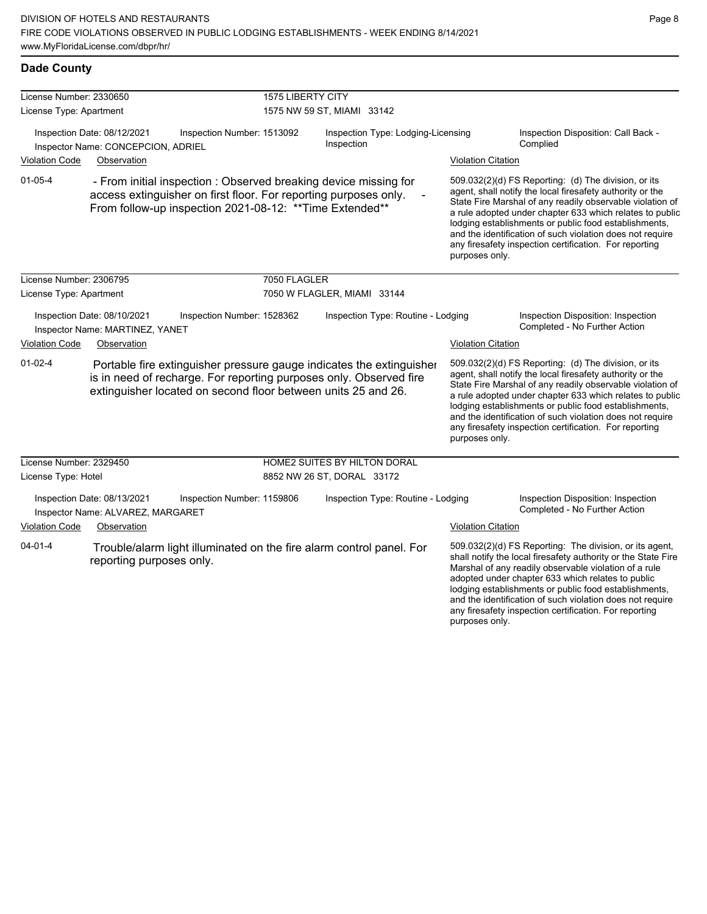DIVISION OF HOTELS AND RESTAURANTS
FIRE CODE VIOLATIONS OBSERVED IN PUBLIC LODGING ESTABLISHMENTS - WEEK ENDING 8/14/2021
www.MyFloridaLicense.com/dbpr/hr/

## Dade County

**License Number:** 2330650 — **1575 LIBERTY CITY**
**License Type:** Apartment — 1575 NW 59 ST, MIAMI 33142

Inspection Date: 08/12/2021
Inspection Number: 1513092
Inspection Type: Lodging-Licensing Inspection
Inspection Disposition: Call Back - Complied
Inspector Name: CONCEPCION, ADRIEL

| Violation Code | Observation | Violation Citation |
| --- | --- | --- |
| 01-05-4 | - From initial inspection : Observed breaking device missing for access extinguisher on first floor. For reporting purposes only. - From follow-up inspection 2021-08-12: **Time Extended** | 509.032(2)(d) FS Reporting: (d) The division, or its agent, shall notify the local firesafety authority or the State Fire Marshal of any readily observable violation of a rule adopted under chapter 633 which relates to public lodging establishments or public food establishments, and the identification of such violation does not require any firesafety inspection certification. For reporting purposes only. |

**License Number:** 2306795 — **7050 FLAGLER**
**License Type:** Apartment — 7050 W FLAGLER, MIAMI 33144

Inspection Date: 08/10/2021
Inspection Number: 1528362
Inspection Type: Routine - Lodging
Inspection Disposition: Inspection Completed - No Further Action
Inspector Name: MARTINEZ, YANET

| Violation Code | Observation | Violation Citation |
| --- | --- | --- |
| 01-02-4 | Portable fire extinguisher pressure gauge indicates the extinguisher is in need of recharge. For reporting purposes only. Observed fire extinguisher located on second floor between units 25 and 26. | 509.032(2)(d) FS Reporting: (d) The division, or its agent, shall notify the local firesafety authority or the State Fire Marshal of any readily observable violation of a rule adopted under chapter 633 which relates to public lodging establishments or public food establishments, and the identification of such violation does not require any firesafety inspection certification. For reporting purposes only. |

**License Number:** 2329450 — **HOME2 SUITES BY HILTON DORAL**
**License Type:** Hotel — 8852 NW 26 ST, DORAL 33172

Inspection Date: 08/13/2021
Inspection Number: 1159806
Inspection Type: Routine - Lodging
Inspection Disposition: Inspection Completed - No Further Action
Inspector Name: ALVAREZ, MARGARET

| Violation Code | Observation | Violation Citation |
| --- | --- | --- |
| 04-01-4 | Trouble/alarm light illuminated on the fire alarm control panel. For reporting purposes only. | 509.032(2)(d) FS Reporting: The division, or its agent, shall notify the local firesafety authority or the State Fire Marshal of any readily observable violation of a rule adopted under chapter 633 which relates to public lodging establishments or public food establishments, and the identification of such violation does not require any firesafety inspection certification. For reporting purposes only. |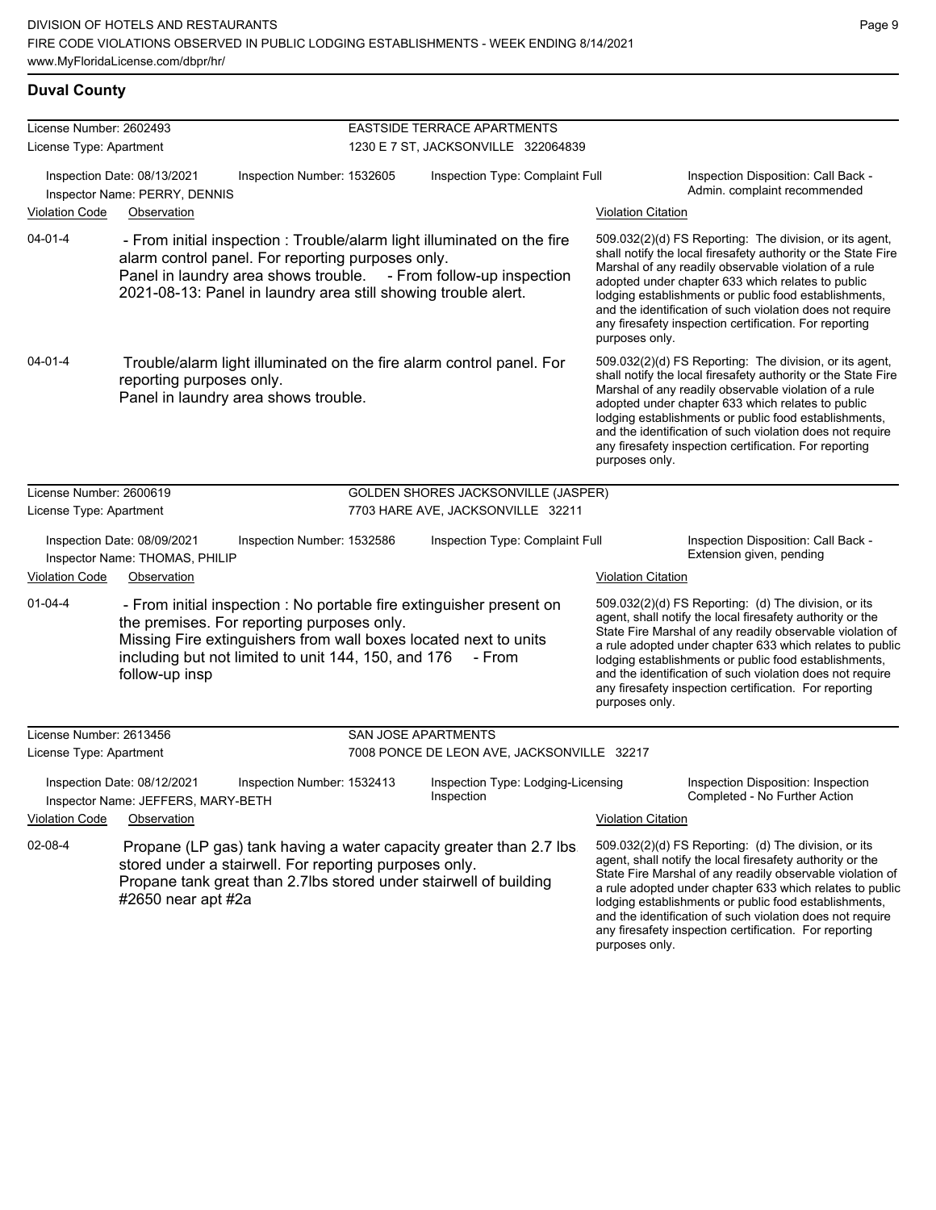## Duval County

**License Number:** 2602493
**License Type:** Apartment

**EASTSIDE TERRACE APARTMENTS**
1230 E 7 ST, JACKSONVILLE 322064839

Inspection Date: 08/13/2021
Inspection Number: 1532605
Inspection Type: Complaint Full
Inspector Name: PERRY, DENNIS
Inspection Disposition: Call Back - Admin. complaint recommended

| Violation Code | Observation | Violation Citation |
| --- | --- | --- |
| 04-01-4 | - From initial inspection : Trouble/alarm light illuminated on the fire alarm control panel. For reporting purposes only. Panel in laundry area shows trouble. - From follow-up inspection 2021-08-13: Panel in laundry area still showing trouble alert. | 509.032(2)(d) FS Reporting: The division, or its agent, shall notify the local firesafety authority or the State Fire Marshal of any readily observable violation of a rule adopted under chapter 633 which relates to public lodging establishments or public food establishments, and the identification of such violation does not require any firesafety inspection certification. For reporting purposes only. |
| 04-01-4 | Trouble/alarm light illuminated on the fire alarm control panel. For reporting purposes only. Panel in laundry area shows trouble. | 509.032(2)(d) FS Reporting: The division, or its agent, shall notify the local firesafety authority or the State Fire Marshal of any readily observable violation of a rule adopted under chapter 633 which relates to public lodging establishments or public food establishments, and the identification of such violation does not require any firesafety inspection certification. For reporting purposes only. |

**License Number:** 2600619
**License Type:** Apartment

**GOLDEN SHORES JACKSONVILLE (JASPER)**
7703 HARE AVE, JACKSONVILLE 32211

Inspection Date: 08/09/2021
Inspection Number: 1532586
Inspection Type: Complaint Full
Inspector Name: THOMAS, PHILIP
Inspection Disposition: Call Back - Extension given, pending

| Violation Code | Observation | Violation Citation |
| --- | --- | --- |
| 01-04-4 | - From initial inspection : No portable fire extinguisher present on the premises. For reporting purposes only. Missing Fire extinguishers from wall boxes located next to units including but not limited to unit 144, 150, and 176 - From follow-up insp | 509.032(2)(d) FS Reporting: (d) The division, or its agent, shall notify the local firesafety authority or the State Fire Marshal of any readily observable violation of a rule adopted under chapter 633 which relates to public lodging establishments or public food establishments, and the identification of such violation does not require any firesafety inspection certification. For reporting purposes only. |

**License Number:** 2613456
**License Type:** Apartment

**SAN JOSE APARTMENTS**
7008 PONCE DE LEON AVE, JACKSONVILLE 32217

Inspection Date: 08/12/2021
Inspection Number: 1532413
Inspection Type: Lodging-Licensing Inspection
Inspector Name: JEFFERS, MARY-BETH
Inspection Disposition: Inspection Completed - No Further Action

| Violation Code | Observation | Violation Citation |
| --- | --- | --- |
| 02-08-4 | Propane (LP gas) tank having a water capacity greater than 2.7 lbs stored under a stairwell. For reporting purposes only. Propane tank great than 2.7lbs stored under stairwell of building #2650 near apt #2a | 509.032(2)(d) FS Reporting: (d) The division, or its agent, shall notify the local firesafety authority or the State Fire Marshal of any readily observable violation of a rule adopted under chapter 633 which relates to public lodging establishments or public food establishments, and the identification of such violation does not require any firesafety inspection certification. For reporting purposes only. |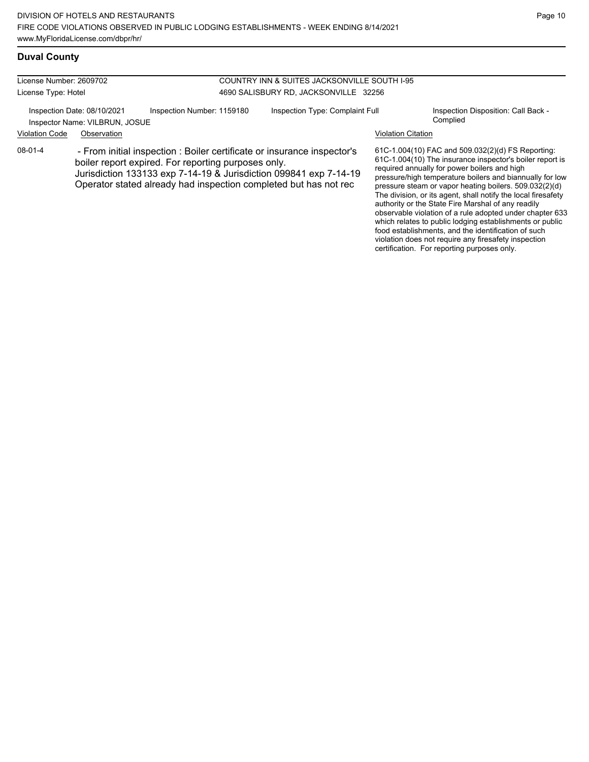## Duval County

License Number: 2609702
License Type: Hotel

COUNTRY INN & SUITES JACKSONVILLE SOUTH I-95
4690 SALISBURY RD, JACKSONVILLE 32256

Inspection Date: 08/10/2021
Inspector Name: VILBRUN, JOSUE
Inspection Number: 1159180
Inspection Type: Complaint Full
Inspection Disposition: Call Back - Complied

| Violation Code | Observation | Violation Citation |
|---|---|---|
| 08-01-4 | - From initial inspection : Boiler certificate or insurance inspector's boiler report expired. For reporting purposes only. Jurisdiction 133133 exp 7-14-19 & Jurisdiction 099841 exp 7-14-19 Operator stated already had inspection completed but has not rec | 61C-1.004(10) FAC and 509.032(2)(d) FS Reporting: 61C-1.004(10) The insurance inspector's boiler report is required annually for power boilers and high pressure/high temperature boilers and biannually for low pressure steam or vapor heating boilers. 509.032(2)(d) The division, or its agent, shall notify the local firesafety authority or the State Fire Marshal of any readily observable violation of a rule adopted under chapter 633 which relates to public lodging establishments or public food establishments, and the identification of such violation does not require any firesafety inspection certification. For reporting purposes only. |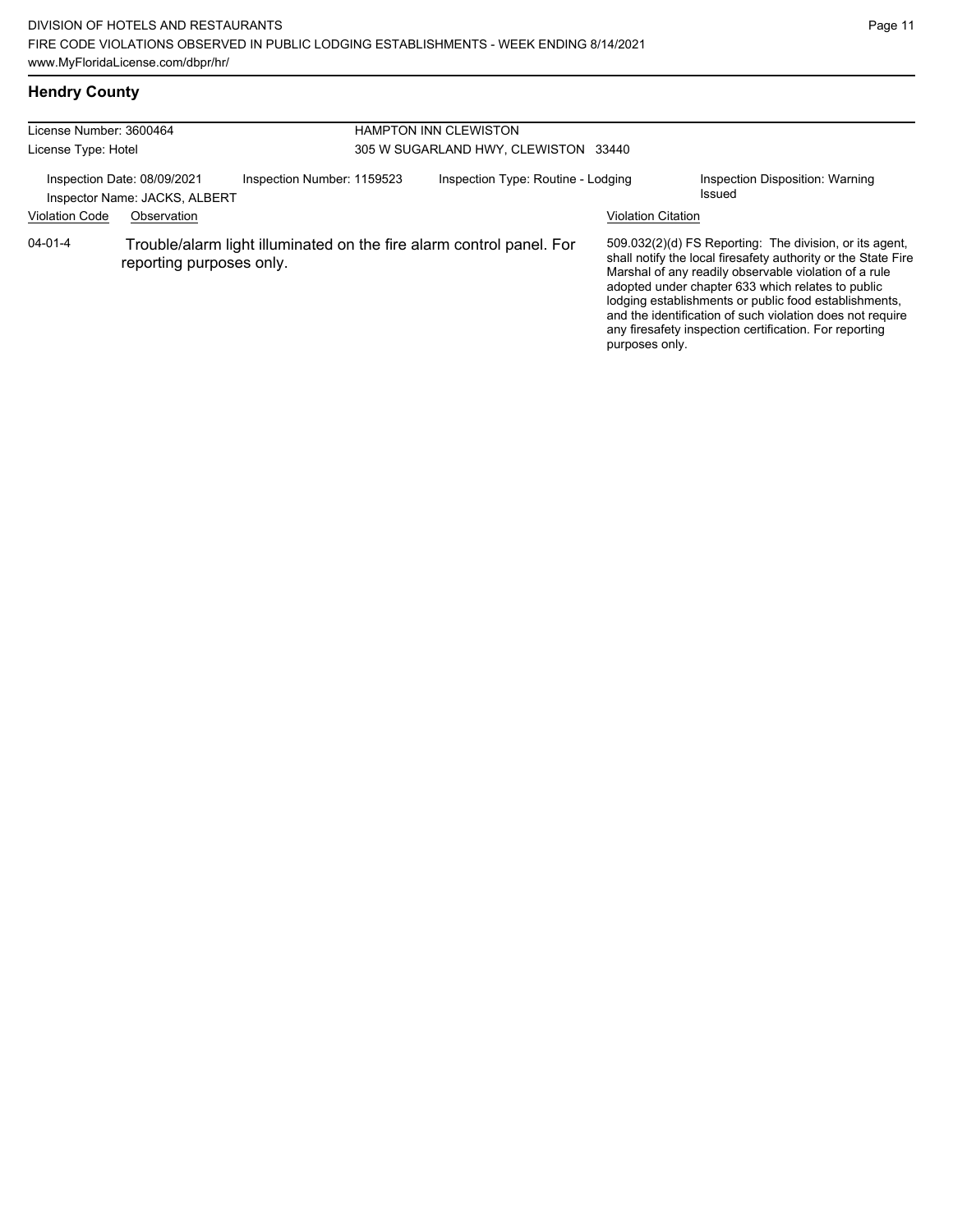## Hendry County

License Number: 3600464
License Type: Hotel

HAMPTON INN CLEWISTON
305 W SUGARLAND HWY, CLEWISTON 33440

Inspection Date: 08/09/2021
Inspector Name: JACKS, ALBERT
Inspection Number: 1159523
Inspection Type: Routine - Lodging
Inspection Disposition: Warning Issued

| Violation Code | Observation | Violation Citation |
|---|---|---|
| 04-01-4 | Trouble/alarm light illuminated on the fire alarm control panel. For reporting purposes only. | 509.032(2)(d) FS Reporting: The division, or its agent, shall notify the local firesafety authority or the State Fire Marshal of any readily observable violation of a rule adopted under chapter 633 which relates to public lodging establishments or public food establishments, and the identification of such violation does not require any firesafety inspection certification. For reporting purposes only. |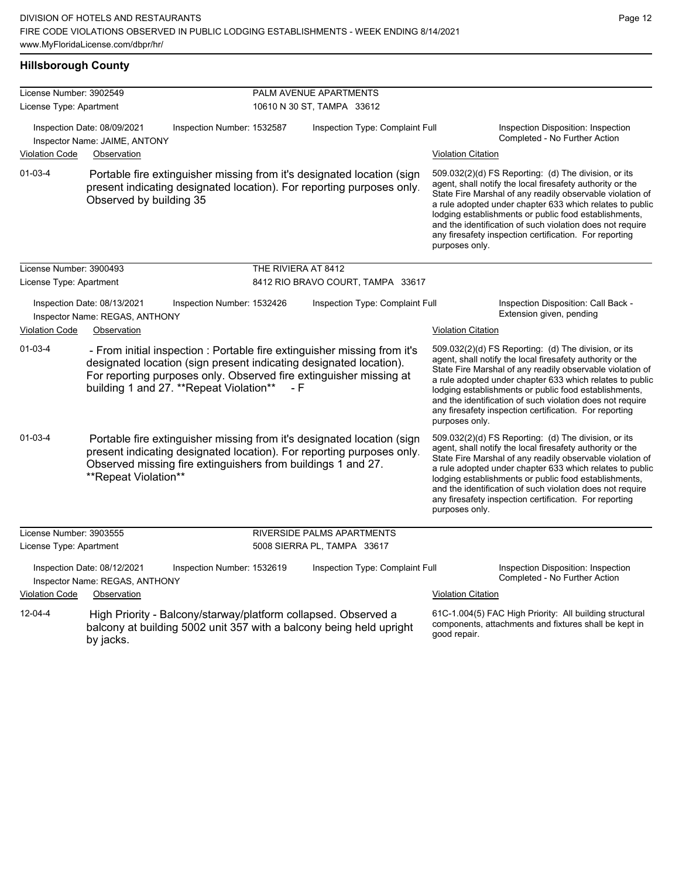## Hillsborough County

**License Number:** 3902549 — **PALM AVENUE APARTMENTS**
**License Type:** Apartment — 10610 N 30 ST, TAMPA 33612

Inspection Date: 08/09/2021 | Inspection Number: 1532587 | Inspection Type: Complaint Full | Inspection Disposition: Inspection Completed - No Further Action
Inspector Name: JAIME, ANTONY

| Violation Code | Observation | Violation Citation |
|---|---|---|
| 01-03-4 | Portable fire extinguisher missing from it's designated location (sign present indicating designated location). For reporting purposes only. Observed by building 35 | 509.032(2)(d) FS Reporting: (d) The division, or its agent, shall notify the local firesafety authority or the State Fire Marshal of any readily observable violation of a rule adopted under chapter 633 which relates to public lodging establishments or public food establishments, and the identification of such violation does not require any firesafety inspection certification. For reporting purposes only. |

**License Number:** 3900493 — **THE RIVIERA AT 8412**
**License Type:** Apartment — 8412 RIO BRAVO COURT, TAMPA 33617

Inspection Date: 08/13/2021 | Inspection Number: 1532426 | Inspection Type: Complaint Full | Inspection Disposition: Call Back - Extension given, pending
Inspector Name: REGAS, ANTHONY

| Violation Code | Observation | Violation Citation |
|---|---|---|
| 01-03-4 | - From initial inspection : Portable fire extinguisher missing from it's designated location (sign present indicating designated location). For reporting purposes only. Observed fire extinguisher missing at building 1 and 27. **Repeat Violation** - F | 509.032(2)(d) FS Reporting: (d) The division, or its agent, shall notify the local firesafety authority or the State Fire Marshal of any readily observable violation of a rule adopted under chapter 633 which relates to public lodging establishments or public food establishments, and the identification of such violation does not require any firesafety inspection certification. For reporting purposes only. |
| 01-03-4 | Portable fire extinguisher missing from it's designated location (sign present indicating designated location). For reporting purposes only. Observed missing fire extinguishers from buildings 1 and 27. **Repeat Violation** | 509.032(2)(d) FS Reporting: (d) The division, or its agent, shall notify the local firesafety authority or the State Fire Marshal of any readily observable violation of a rule adopted under chapter 633 which relates to public lodging establishments or public food establishments, and the identification of such violation does not require any firesafety inspection certification. For reporting purposes only. |

**License Number:** 3903555 — **RIVERSIDE PALMS APARTMENTS**
**License Type:** Apartment — 5008 SIERRA PL, TAMPA 33617

Inspection Date: 08/12/2021 | Inspection Number: 1532619 | Inspection Type: Complaint Full | Inspection Disposition: Inspection Completed - No Further Action
Inspector Name: REGAS, ANTHONY

| Violation Code | Observation | Violation Citation |
|---|---|---|
| 12-04-4 | High Priority - Balcony/starway/platform collapsed. Observed a balcony at building 5002 unit 357 with a balcony being held upright by jacks. | 61C-1.004(5) FAC High Priority: All building structural components, attachments and fixtures shall be kept in good repair. |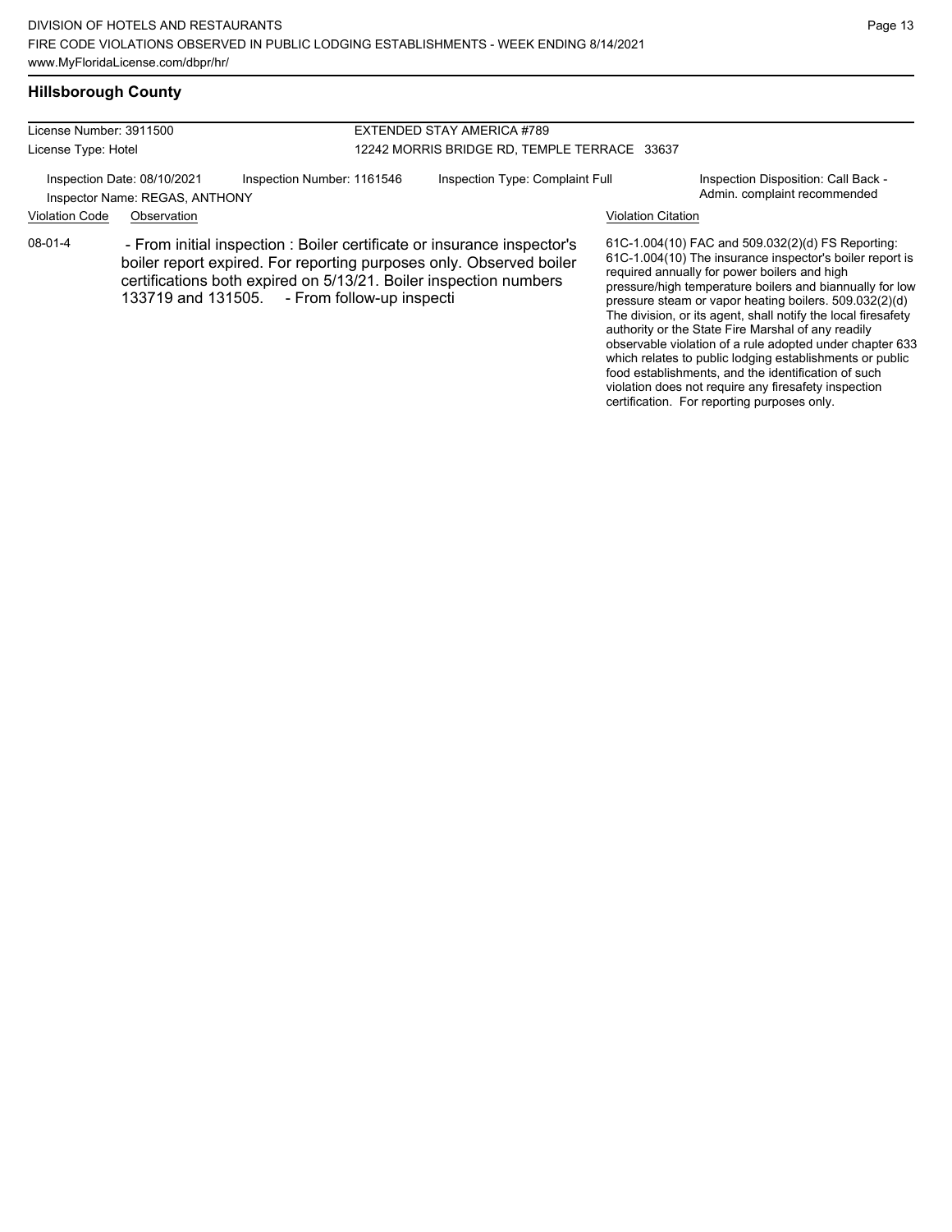## Hillsborough County

| License Number: 3911500 | EXTENDED STAY AMERICA #789 |
|---|---|
| License Type: Hotel | 12242 MORRIS BRIDGE RD, TEMPLE TERRACE 33637 |

Inspection Date: 08/10/2021 | Inspection Number: 1161546 | Inspection Type: Complaint Full | Inspection Disposition: Call Back - Admin. complaint recommended

Inspector Name: REGAS, ANTHONY

| Violation Code | Observation | Violation Citation |
|---|---|---|
| 08-01-4 | - From initial inspection : Boiler certificate or insurance inspector's boiler report expired. For reporting purposes only. Observed boiler certifications both expired on 5/13/21. Boiler inspection numbers 133719 and 131505. - From follow-up inspecti | 61C-1.004(10) FAC and 509.032(2)(d) FS Reporting: 61C-1.004(10) The insurance inspector's boiler report is required annually for power boilers and high pressure/high temperature boilers and biannually for low pressure steam or vapor heating boilers. 509.032(2)(d) The division, or its agent, shall notify the local firesafety authority or the State Fire Marshal of any readily observable violation of a rule adopted under chapter 633 which relates to public lodging establishments or public food establishments, and the identification of such violation does not require any firesafety inspection certification. For reporting purposes only. |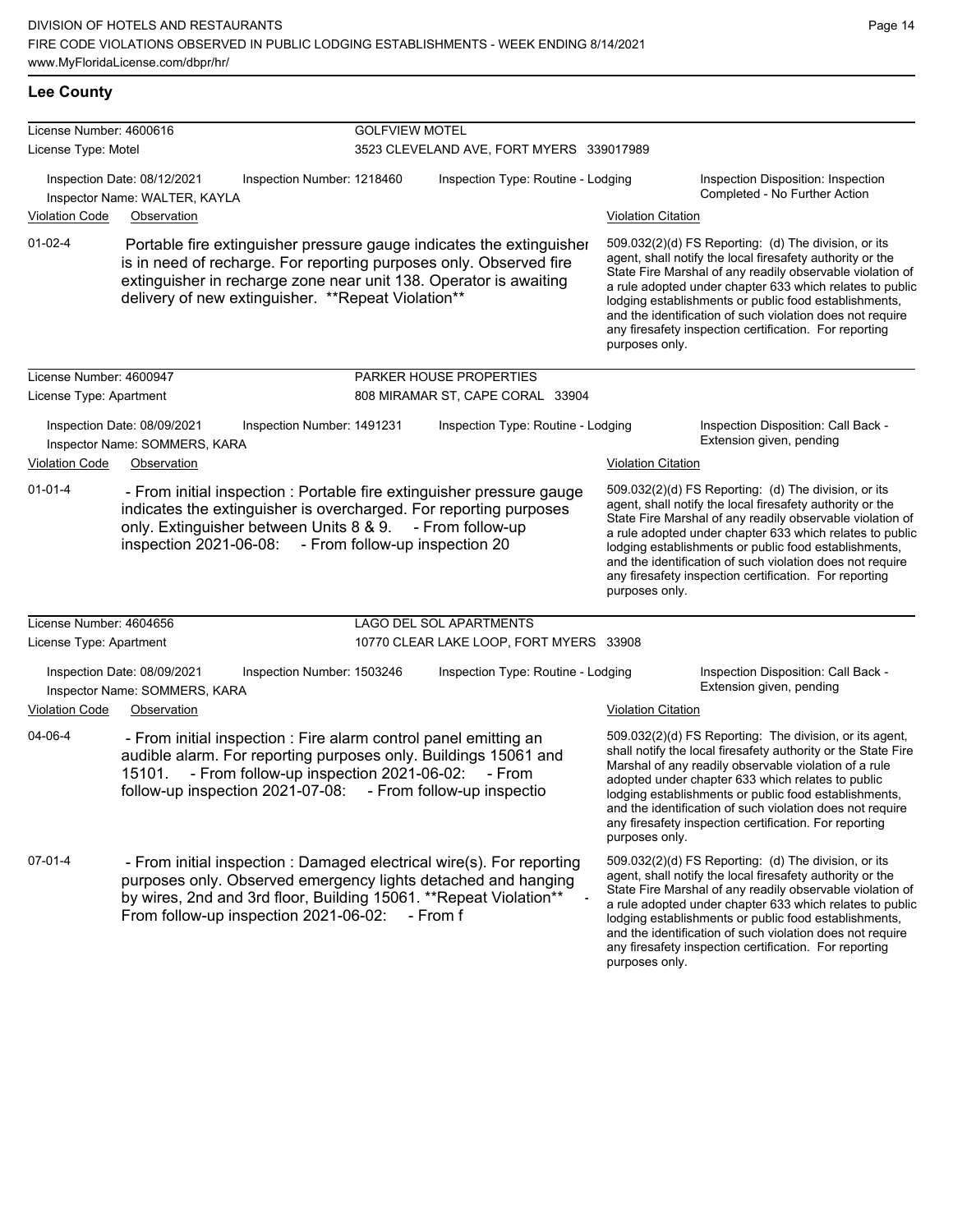## Lee County

**License Number:** 4600616 — **GOLFVIEW MOTEL**
**License Type:** Motel — 3523 CLEVELAND AVE, FORT MYERS 339017989

Inspection Date: 08/12/2021 | Inspection Number: 1218460 | Inspection Type: Routine - Lodging | Inspection Disposition: Inspection Completed - No Further Action
Inspector Name: WALTER, KAYLA

| Violation Code | Observation | Violation Citation |
|---|---|---|
| 01-02-4 | Portable fire extinguisher pressure gauge indicates the extinguisher is in need of recharge. For reporting purposes only. Observed fire extinguisher in recharge zone near unit 138. Operator is awaiting delivery of new extinguisher. **Repeat Violation** | 509.032(2)(d) FS Reporting: (d) The division, or its agent, shall notify the local firesafety authority or the State Fire Marshal of any readily observable violation of a rule adopted under chapter 633 which relates to public lodging establishments or public food establishments, and the identification of such violation does not require any firesafety inspection certification. For reporting purposes only. |

**License Number:** 4600947 — **PARKER HOUSE PROPERTIES**
**License Type:** Apartment — 808 MIRAMAR ST, CAPE CORAL 33904

Inspection Date: 08/09/2021 | Inspection Number: 1491231 | Inspection Type: Routine - Lodging | Inspection Disposition: Call Back - Extension given, pending
Inspector Name: SOMMERS, KARA

| Violation Code | Observation | Violation Citation |
|---|---|---|
| 01-01-4 | - From initial inspection : Portable fire extinguisher pressure gauge indicates the extinguisher is overcharged. For reporting purposes only. Extinguisher between Units 8 & 9. - From follow-up inspection 2021-06-08: - From follow-up inspection 20 | 509.032(2)(d) FS Reporting: (d) The division, or its agent, shall notify the local firesafety authority or the State Fire Marshal of any readily observable violation of a rule adopted under chapter 633 which relates to public lodging establishments or public food establishments, and the identification of such violation does not require any firesafety inspection certification. For reporting purposes only. |

**License Number:** 4604656 — **LAGO DEL SOL APARTMENTS**
**License Type:** Apartment — 10770 CLEAR LAKE LOOP, FORT MYERS 33908

Inspection Date: 08/09/2021 | Inspection Number: 1503246 | Inspection Type: Routine - Lodging | Inspection Disposition: Call Back - Extension given, pending
Inspector Name: SOMMERS, KARA

| Violation Code | Observation | Violation Citation |
|---|---|---|
| 04-06-4 | - From initial inspection : Fire alarm control panel emitting an audible alarm. For reporting purposes only. Buildings 15061 and 15101. - From follow-up inspection 2021-06-02: - From follow-up inspection 2021-07-08: - From follow-up inspectio | 509.032(2)(d) FS Reporting: The division, or its agent, shall notify the local firesafety authority or the State Fire Marshal of any readily observable violation of a rule adopted under chapter 633 which relates to public lodging establishments or public food establishments, and the identification of such violation does not require any firesafety inspection certification. For reporting purposes only. |
| 07-01-4 | - From initial inspection : Damaged electrical wire(s). For reporting purposes only. Observed emergency lights detached and hanging by wires, 2nd and 3rd floor, Building 15061. **Repeat Violation** - From follow-up inspection 2021-06-02: - From f | 509.032(2)(d) FS Reporting: (d) The division, or its agent, shall notify the local firesafety authority or the State Fire Marshal of any readily observable violation of a rule adopted under chapter 633 which relates to public lodging establishments or public food establishments, and the identification of such violation does not require any firesafety inspection certification. For reporting purposes only. |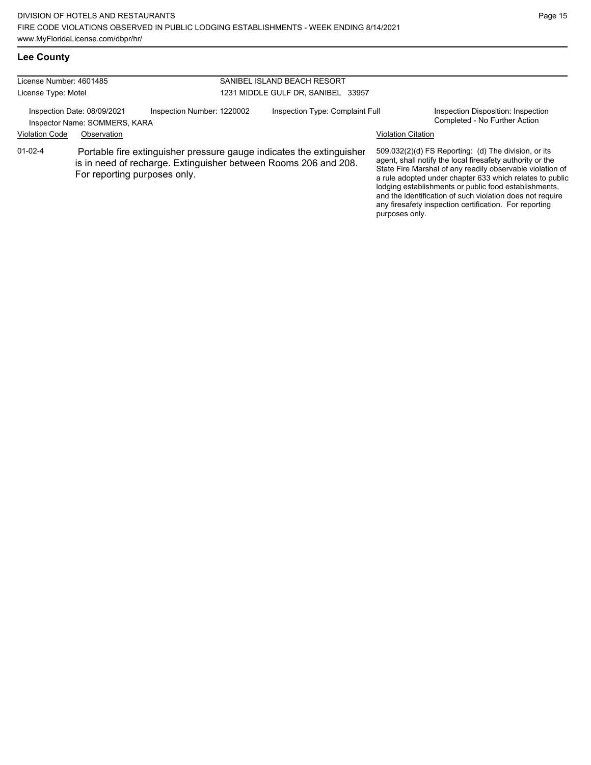## Lee County

License Number: 4601485
License Type: Motel

SANIBEL ISLAND BEACH RESORT
1231 MIDDLE GULF DR, SANIBEL 33957

Inspection Date: 08/09/2021
Inspector Name: SOMMERS, KARA
Inspection Number: 1220002
Inspection Type: Complaint Full
Inspection Disposition: Inspection Completed - No Further Action

| Violation Code | Observation | Violation Citation |
| --- | --- | --- |
| 01-02-4 | Portable fire extinguisher pressure gauge indicates the extinguisher is in need of recharge. Extinguisher between Rooms 206 and 208. For reporting purposes only. | 509.032(2)(d) FS Reporting: (d) The division, or its agent, shall notify the local firesafety authority or the State Fire Marshal of any readily observable violation of a rule adopted under chapter 633 which relates to public lodging establishments or public food establishments, and the identification of such violation does not require any firesafety inspection certification. For reporting purposes only. |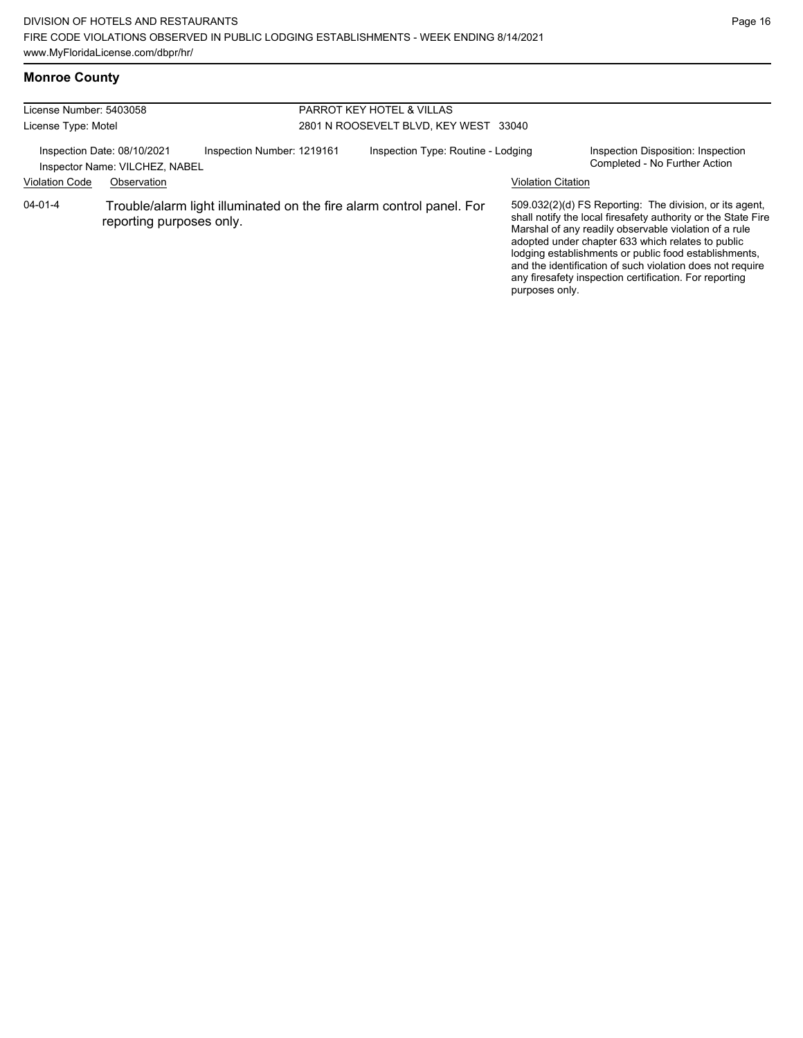## Monroe County

License Number: 5403058
License Type: Motel

PARROT KEY HOTEL & VILLAS
2801 N ROOSEVELT BLVD, KEY WEST 33040

Inspection Date: 08/10/2021
Inspector Name: VILCHEZ, NABEL
Inspection Number: 1219161
Inspection Type: Routine - Lodging
Inspection Disposition: Inspection Completed - No Further Action

| Violation Code | Observation | Violation Citation |
| --- | --- | --- |
| 04-01-4 | Trouble/alarm light illuminated on the fire alarm control panel. For reporting purposes only. | 509.032(2)(d) FS Reporting: The division, or its agent, shall notify the local firesafety authority or the State Fire Marshal of any readily observable violation of a rule adopted under chapter 633 which relates to public lodging establishments or public food establishments, and the identification of such violation does not require any firesafety inspection certification. For reporting purposes only. |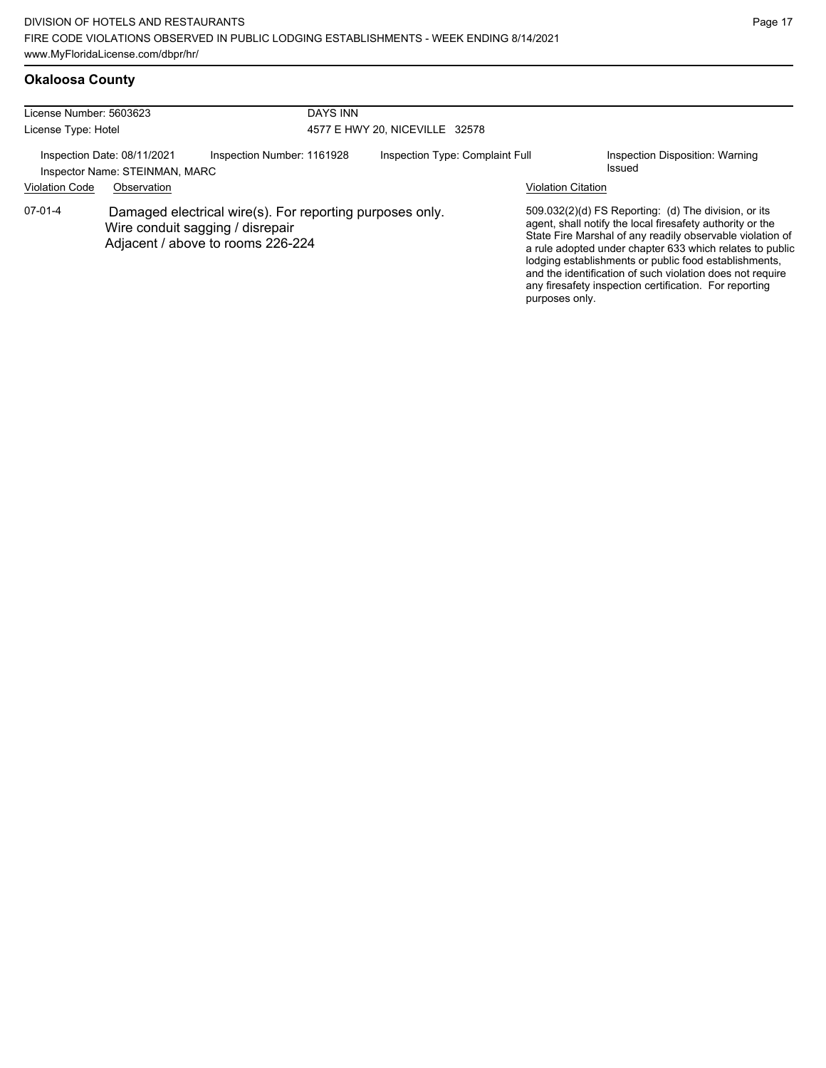## Okaloosa County

| License Number: 5603623 | DAYS INN | | |
|---|---|---|---|
| License Type: Hotel | 4577 E HWY 20, NICEVILLE 32578 | | |
| Inspection Date: 08/11/2021 | Inspection Number: 1161928 | Inspection Type: Complaint Full | Inspection Disposition: Warning Issued |
| Inspector Name: STEINMAN, MARC | | | |

| Violation Code | Observation | Violation Citation |
|---|---|---|
| 07-01-4 | Damaged electrical wire(s). For reporting purposes only. Wire conduit sagging / disrepair Adjacent / above to rooms 226-224 | 509.032(2)(d) FS Reporting: (d) The division, or its agent, shall notify the local firesafety authority or the State Fire Marshal of any readily observable violation of a rule adopted under chapter 633 which relates to public lodging establishments or public food establishments, and the identification of such violation does not require any firesafety inspection certification. For reporting purposes only. |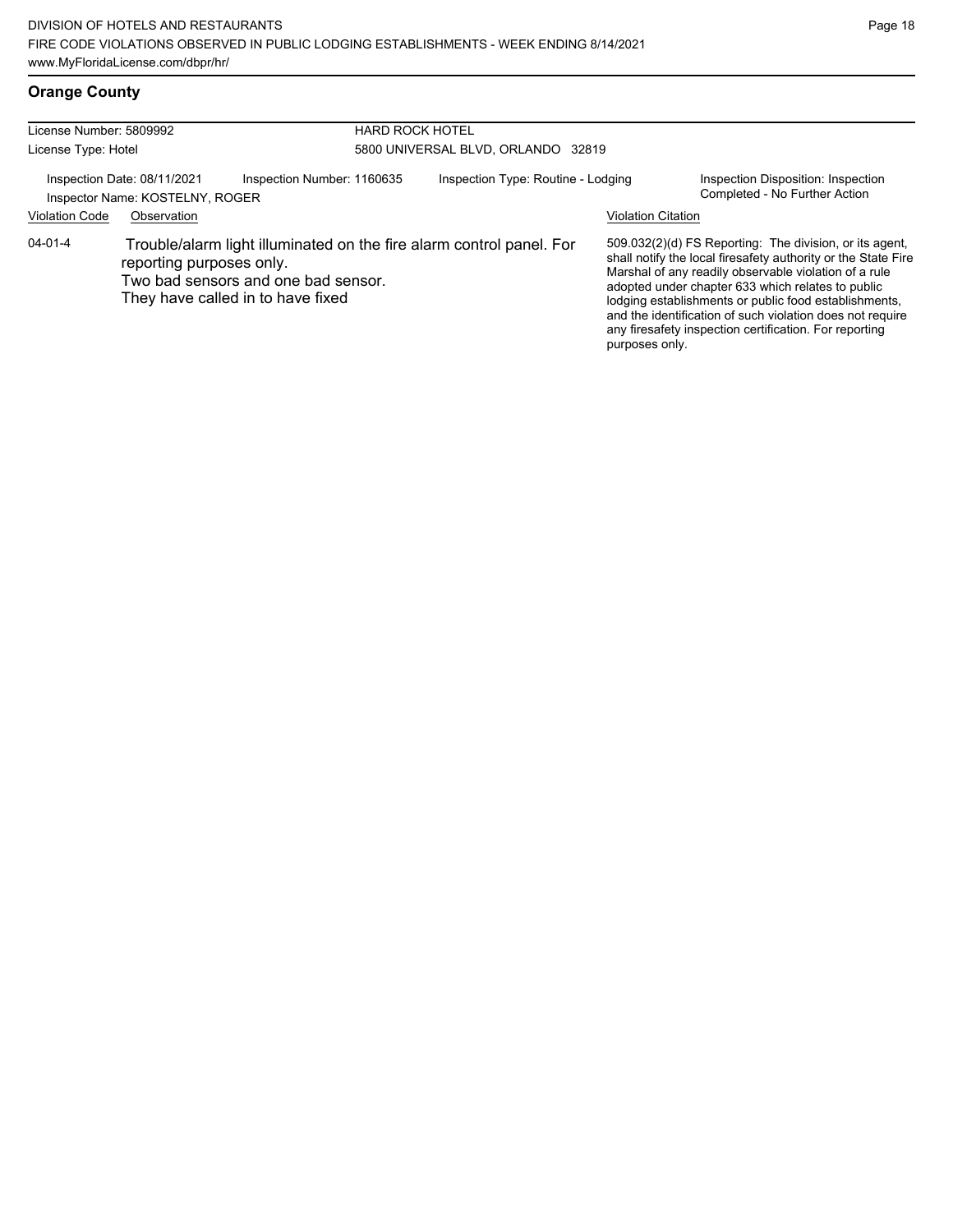## Orange County

License Number: 5809992
License Type: Hotel

HARD ROCK HOTEL
5800 UNIVERSAL BLVD, ORLANDO 32819

Inspection Date: 08/11/2021 | Inspection Number: 1160635 | Inspection Type: Routine - Lodging | Inspection Disposition: Inspection Completed - No Further Action

Inspector Name: KOSTELNY, ROGER

| Violation Code | Observation | Violation Citation |
|---|---|---|
| 04-01-4 | Trouble/alarm light illuminated on the fire alarm control panel. For reporting purposes only. Two bad sensors and one bad sensor. They have called in to have fixed | 509.032(2)(d) FS Reporting: The division, or its agent, shall notify the local firesafety authority or the State Fire Marshal of any readily observable violation of a rule adopted under chapter 633 which relates to public lodging establishments or public food establishments, and the identification of such violation does not require any firesafety inspection certification. For reporting purposes only. |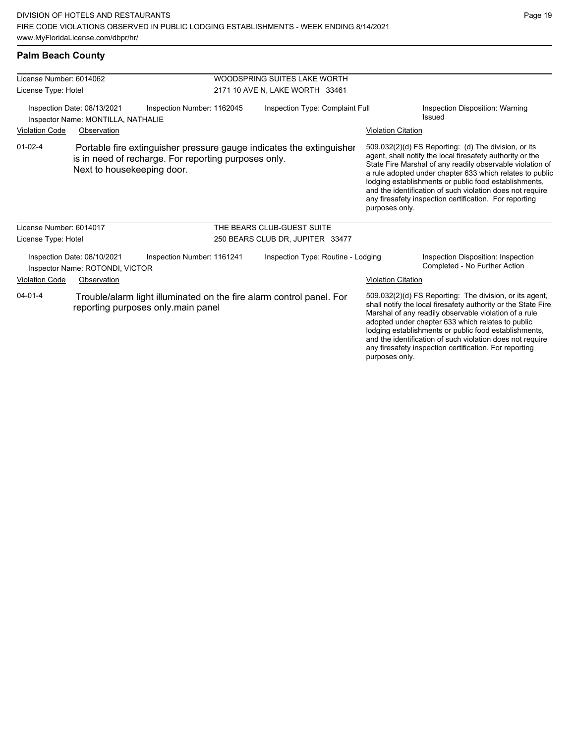## Palm Beach County

| License Number: 6014062 | | WOODSPRING SUITES LAKE WORTH | |
|---|---|---|---|
| License Type: Hotel | | 2171 10 AVE N, LAKE WORTH 33461 | |
| Inspection Date: 08/13/2021 | Inspection Number: 1162045 | Inspection Type: Complaint Full | Inspection Disposition: Warning Issued |
| Inspector Name: MONTILLA, NATHALIE | | | |

| Violation Code | Observation | Violation Citation |
|---|---|---|
| 01-02-4 | Portable fire extinguisher pressure gauge indicates the extinguisher is in need of recharge. For reporting purposes only. Next to housekeeping door. | 509.032(2)(d) FS Reporting: (d) The division, or its agent, shall notify the local firesafety authority or the State Fire Marshal of any readily observable violation of a rule adopted under chapter 633 which relates to public lodging establishments or public food establishments, and the identification of such violation does not require any firesafety inspection certification. For reporting purposes only. |

| License Number: 6014017 | | THE BEARS CLUB-GUEST SUITE | |
|---|---|---|---|
| License Type: Hotel | | 250 BEARS CLUB DR, JUPITER 33477 | |
| Inspection Date: 08/10/2021 | Inspection Number: 1161241 | Inspection Type: Routine - Lodging | Inspection Disposition: Inspection Completed - No Further Action |
| Inspector Name: ROTONDI, VICTOR | | | |

| Violation Code | Observation | Violation Citation |
|---|---|---|
| 04-01-4 | Trouble/alarm light illuminated on the fire alarm control panel. For reporting purposes only.main panel | 509.032(2)(d) FS Reporting: The division, or its agent, shall notify the local firesafety authority or the State Fire Marshal of any readily observable violation of a rule adopted under chapter 633 which relates to public lodging establishments or public food establishments, and the identification of such violation does not require any firesafety inspection certification. For reporting purposes only. |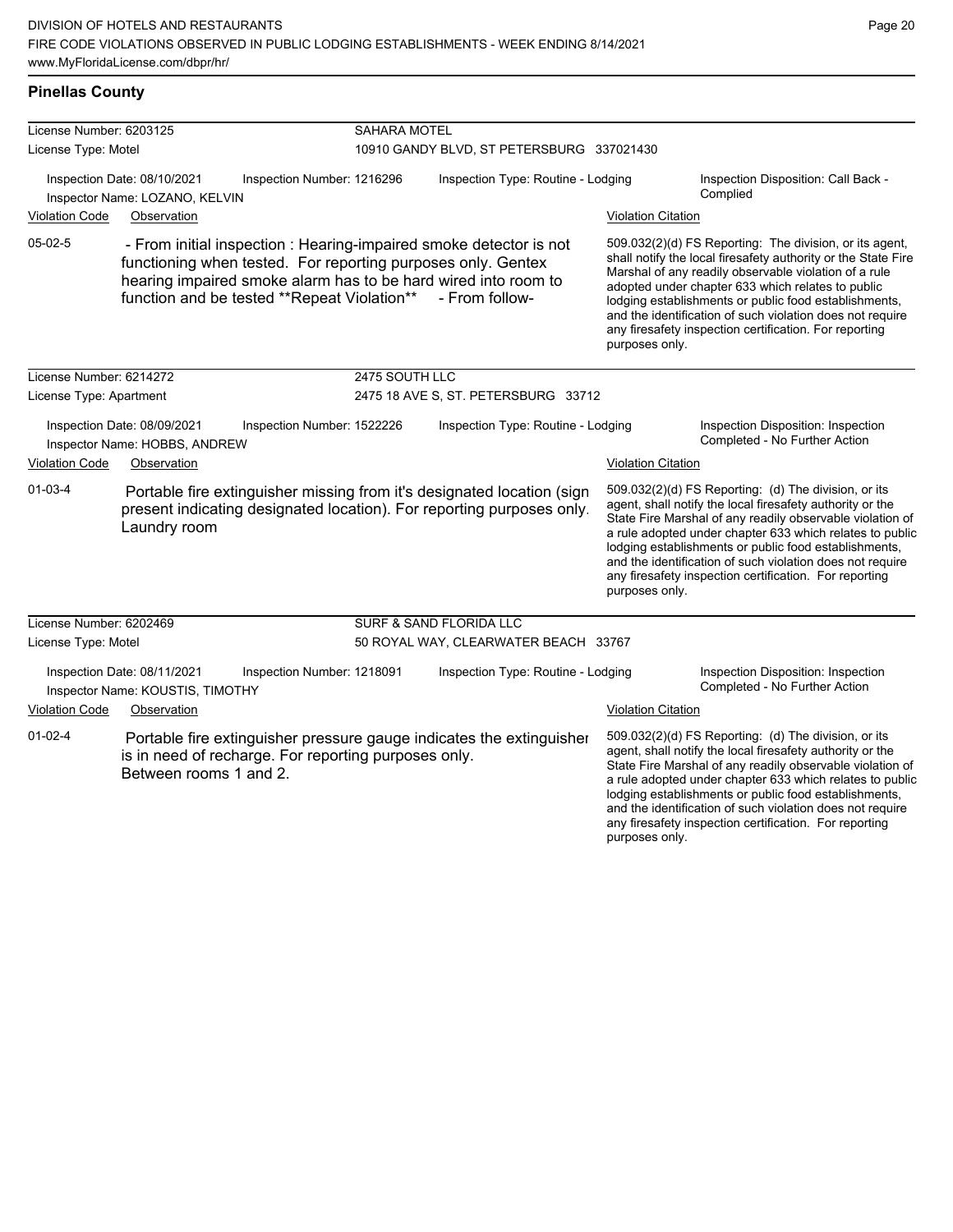## Pinellas County

| License Number: 6203125 | SAHARA MOTEL | | |
|---|---|---|---|
| License Type: Motel | 10910 GANDY BLVD, ST PETERSBURG 337021430 | | |

Inspection Date: 08/10/2021 | Inspection Number: 1216296 | Inspection Type: Routine - Lodging | Inspection Disposition: Call Back - Complied

Inspector Name: LOZANO, KELVIN

| Violation Code | Observation | Violation Citation |
|---|---|---|
| 05-02-5 | - From initial inspection : Hearing-impaired smoke detector is not functioning when tested. For reporting purposes only. Gentex hearing impaired smoke alarm has to be hard wired into room to function and be tested **Repeat Violation** - From follow- | 509.032(2)(d) FS Reporting: The division, or its agent, shall notify the local firesafety authority or the State Fire Marshal of any readily observable violation of a rule adopted under chapter 633 which relates to public lodging establishments or public food establishments, and the identification of such violation does not require any firesafety inspection certification. For reporting purposes only. |

| License Number: 6214272 | 2475 SOUTH LLC | | |
|---|---|---|---|
| License Type: Apartment | 2475 18 AVE S, ST. PETERSBURG 33712 | | |

Inspection Date: 08/09/2021 | Inspection Number: 1522226 | Inspection Type: Routine - Lodging | Inspection Disposition: Inspection Completed - No Further Action

Inspector Name: HOBBS, ANDREW

| Violation Code | Observation | Violation Citation |
|---|---|---|
| 01-03-4 | Portable fire extinguisher missing from it's designated location (sign present indicating designated location). For reporting purposes only. Laundry room | 509.032(2)(d) FS Reporting: (d) The division, or its agent, shall notify the local firesafety authority or the State Fire Marshal of any readily observable violation of a rule adopted under chapter 633 which relates to public lodging establishments or public food establishments, and the identification of such violation does not require any firesafety inspection certification. For reporting purposes only. |

| License Number: 6202469 | SURF & SAND FLORIDA LLC | | |
|---|---|---|---|
| License Type: Motel | 50 ROYAL WAY, CLEARWATER BEACH 33767 | | |

Inspection Date: 08/11/2021 | Inspection Number: 1218091 | Inspection Type: Routine - Lodging | Inspection Disposition: Inspection Completed - No Further Action

Inspector Name: KOUSTIS, TIMOTHY

| Violation Code | Observation | Violation Citation |
|---|---|---|
| 01-02-4 | Portable fire extinguisher pressure gauge indicates the extinguisher is in need of recharge. For reporting purposes only. Between rooms 1 and 2. | 509.032(2)(d) FS Reporting: (d) The division, or its agent, shall notify the local firesafety authority or the State Fire Marshal of any readily observable violation of a rule adopted under chapter 633 which relates to public lodging establishments or public food establishments, and the identification of such violation does not require any firesafety inspection certification. For reporting purposes only. |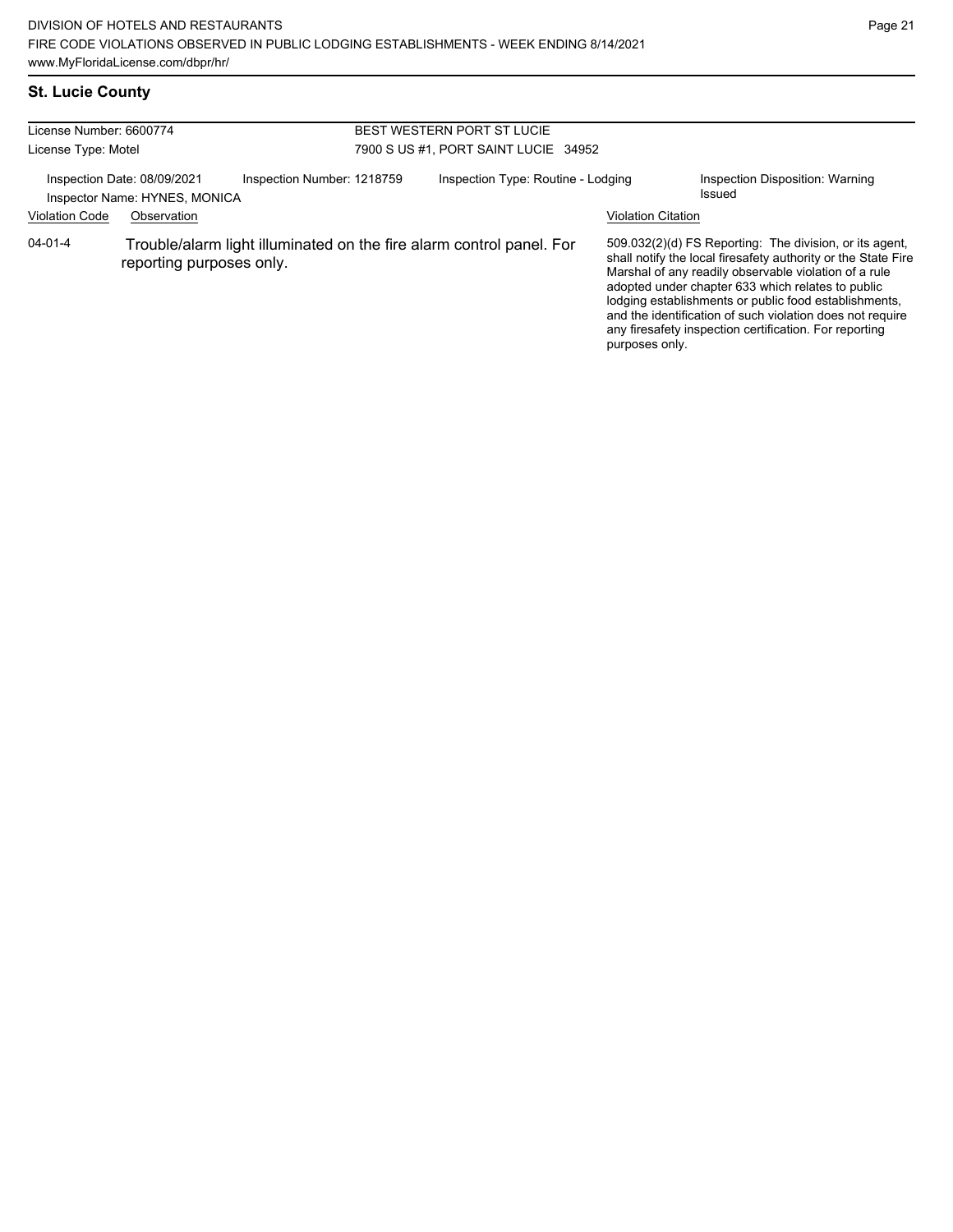## St. Lucie County

License Number: 6600774
License Type: Motel

BEST WESTERN PORT ST LUCIE
7900 S US #1, PORT SAINT LUCIE 34952

Inspection Date: 08/09/2021
Inspector Name: HYNES, MONICA
Inspection Number: 1218759
Inspection Type: Routine - Lodging
Inspection Disposition: Warning Issued

| Violation Code | Observation | Violation Citation |
|---|---|---|
| 04-01-4 | Trouble/alarm light illuminated on the fire alarm control panel. For reporting purposes only. | 509.032(2)(d) FS Reporting: The division, or its agent, shall notify the local firesafety authority or the State Fire Marshal of any readily observable violation of a rule adopted under chapter 633 which relates to public lodging establishments or public food establishments, and the identification of such violation does not require any firesafety inspection certification. For reporting purposes only. |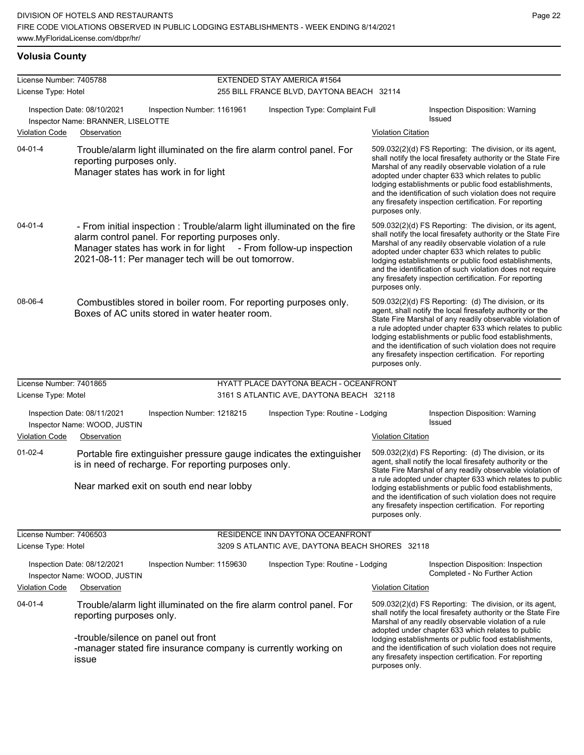DIVISION OF HOTELS AND RESTAURANTS
FIRE CODE VIOLATIONS OBSERVED IN PUBLIC LODGING ESTABLISHMENTS - WEEK ENDING 8/14/2021
www.MyFloridaLicense.com/dbpr/hr/

## Volusia County

**License Number:** 7405788 — **EXTENDED STAY AMERICA #1564**
**License Type:** Hotel — 255 BILL FRANCE BLVD, DAYTONA BEACH 32114

Inspection Date: 08/10/2021 | Inspection Number: 1161961 | Inspection Type: Complaint Full | Inspection Disposition: Warning Issued
Inspector Name: BRANNER, LISELOTTE

| Violation Code | Observation | Violation Citation |
|---|---|---|
| 04-01-4 | Trouble/alarm light illuminated on the fire alarm control panel. For reporting purposes only. Manager states has work in for light | 509.032(2)(d) FS Reporting: The division, or its agent, shall notify the local firesafety authority or the State Fire Marshal of any readily observable violation of a rule adopted under chapter 633 which relates to public lodging establishments or public food establishments, and the identification of such violation does not require any firesafety inspection certification. For reporting purposes only. |
| 04-01-4 | - From initial inspection : Trouble/alarm light illuminated on the fire alarm control panel. For reporting purposes only. Manager states has work in for light - From follow-up inspection 2021-08-11: Per manager tech will be out tomorrow. | 509.032(2)(d) FS Reporting: The division, or its agent, shall notify the local firesafety authority or the State Fire Marshal of any readily observable violation of a rule adopted under chapter 633 which relates to public lodging establishments or public food establishments, and the identification of such violation does not require any firesafety inspection certification. For reporting purposes only. |
| 08-06-4 | Combustibles stored in boiler room. For reporting purposes only. Boxes of AC units stored in water heater room. | 509.032(2)(d) FS Reporting: (d) The division, or its agent, shall notify the local firesafety authority or the State Fire Marshal of any readily observable violation of a rule adopted under chapter 633 which relates to public lodging establishments or public food establishments, and the identification of such violation does not require any firesafety inspection certification. For reporting purposes only. |

**License Number:** 7401865 — **HYATT PLACE DAYTONA BEACH - OCEANFRONT**
**License Type:** Motel — 3161 S ATLANTIC AVE, DAYTONA BEACH 32118

Inspection Date: 08/11/2021 | Inspection Number: 1218215 | Inspection Type: Routine - Lodging | Inspection Disposition: Warning Issued
Inspector Name: WOOD, JUSTIN

| Violation Code | Observation | Violation Citation |
|---|---|---|
| 01-02-4 | Portable fire extinguisher pressure gauge indicates the extinguisher is in need of recharge. For reporting purposes only. Near marked exit on south end near lobby | 509.032(2)(d) FS Reporting: (d) The division, or its agent, shall notify the local firesafety authority or the State Fire Marshal of any readily observable violation of a rule adopted under chapter 633 which relates to public lodging establishments or public food establishments, and the identification of such violation does not require any firesafety inspection certification. For reporting purposes only. |

**License Number:** 7406503 — **RESIDENCE INN DAYTONA OCEANFRONT**
**License Type:** Hotel — 3209 S ATLANTIC AVE, DAYTONA BEACH SHORES 32118

Inspection Date: 08/12/2021 | Inspection Number: 1159630 | Inspection Type: Routine - Lodging | Inspection Disposition: Inspection Completed - No Further Action
Inspector Name: WOOD, JUSTIN

| Violation Code | Observation | Violation Citation |
|---|---|---|
| 04-01-4 | Trouble/alarm light illuminated on the fire alarm control panel. For reporting purposes only. -trouble/silence on panel out front -manager stated fire insurance company is currently working on issue | 509.032(2)(d) FS Reporting: The division, or its agent, shall notify the local firesafety authority or the State Fire Marshal of any readily observable violation of a rule adopted under chapter 633 which relates to public lodging establishments or public food establishments, and the identification of such violation does not require any firesafety inspection certification. For reporting purposes only. |